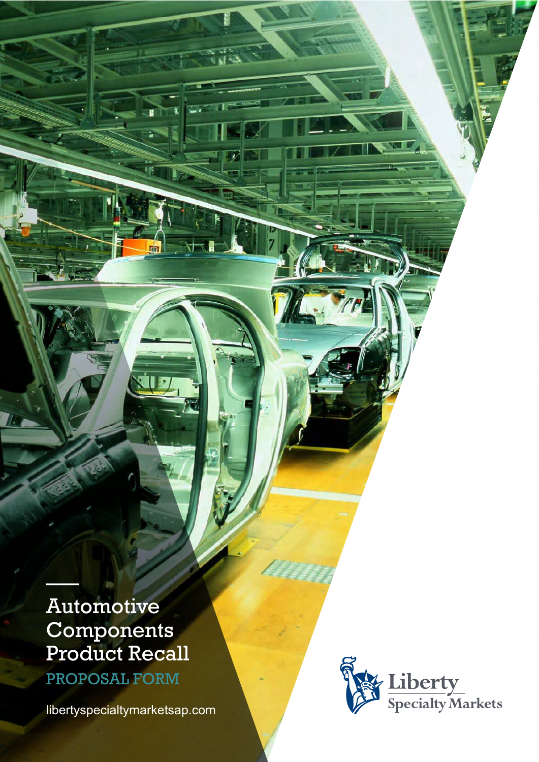# Automotive Components Product Recall

## PROPOSAL FORM

libertyspecialtymarketsap.com

Liberty Specialty Markets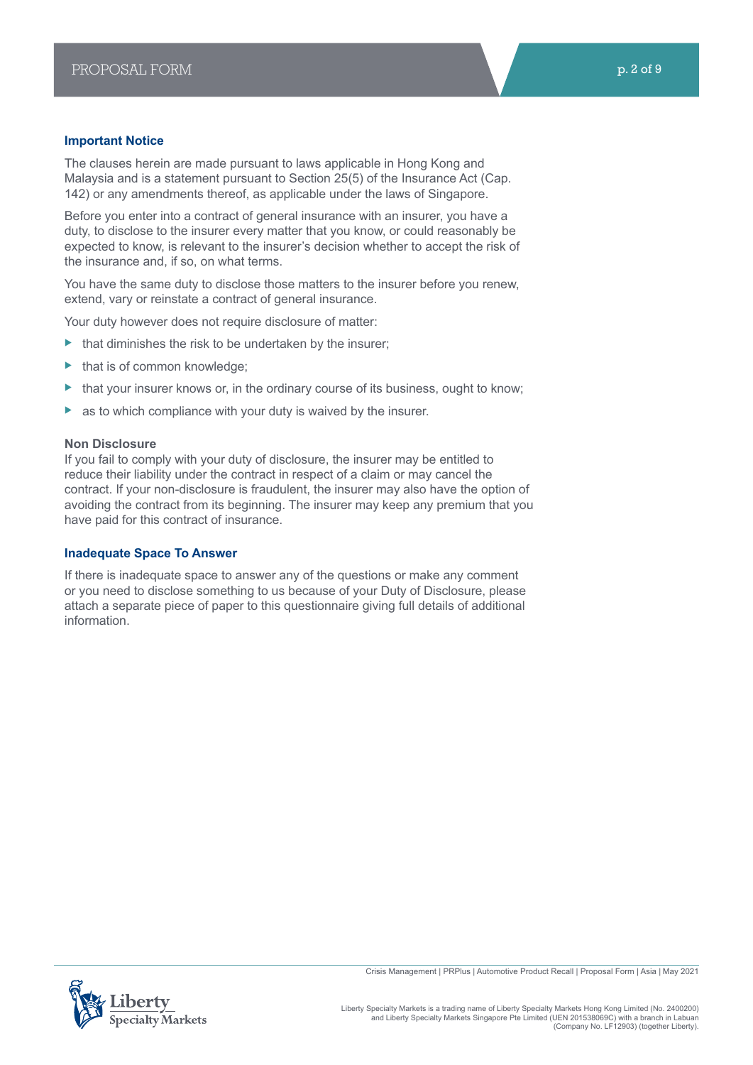## Important Notice

The clauses herein are made pursuant to laws applicable in Hong Kong and Malaysia and is a statement pursuant to Section 25(5) of the Insurance Act (Cap. 142) or any amendments thereof, as applicable under the laws of Singapore.

Before you enter into a contract of general insurance with an insurer, you have a duty, to disclose to the insurer every matter that you know, or could reasonably be expected to know, is relevant to the insurer's decision whether to accept the risk of the insurance and, if so, on what terms.

You have the same duty to disclose those matters to the insurer before you renew, extend, vary or reinstate a contract of general insurance.

Your duty however does not require disclosure of matter:

- that diminishes the risk to be undertaken by the insurer;
- that is of common knowledge;
- that your insurer knows or, in the ordinary course of its business, ought to know;
- as to which compliance with your duty is waived by the insurer.

### Non Disclosure

If you fail to comply with your duty of disclosure, the insurer may be entitled to reduce their liability under the contract in respect of a claim or may cancel the contract. If your non-disclosure is fraudulent, the insurer may also have the option of avoiding the contract from its beginning. The insurer may keep any premium that you have paid for this contract of insurance.

## Inadequate Space To Answer

If there is inadequate space to answer any of the questions or make any comment or you need to disclose something to us because of your Duty of Disclosure, please attach a separate piece of paper to this questionnaire giving full details of additional information.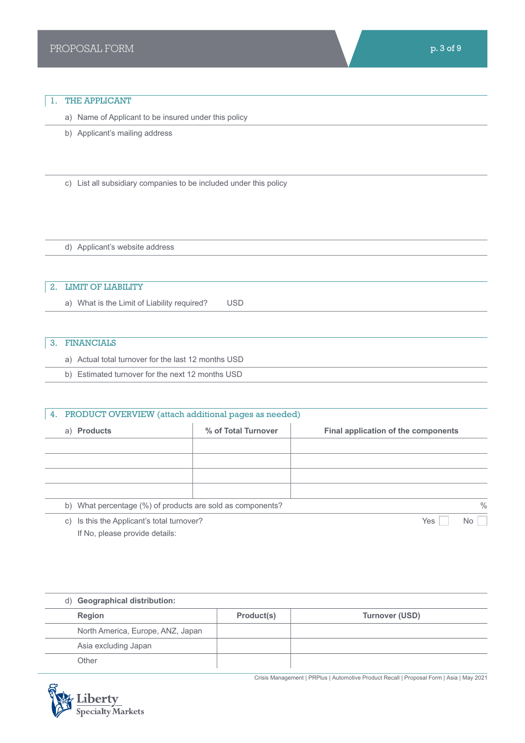## 1. THE APPLICANT

a) Name of Applicant to be insured under this policy

b) Applicant's mailing address

c) List all subsidiary companies to be included under this policy

d) Applicant's website address

## 2. LIMIT OF LIABILITY

a) What is the Limit of Liability required? USD

## 3. FINANCIALS

a) Actual total turnover for the last 12 months USD

b) Estimated turnover for the next 12 months USD

## 4. PRODUCT OVERVIEW (attach additional pages as needed)

a)

| Products | % of Total Turnover | Final application of the components |
|---|---|---|
| | | |
| | | |
| | | |
| | | |

b) What percentage (%) of products are sold as components? %

c) Is this the Applicant's total turnover? Yes ☐ No ☐

If No, please provide details:

d) **Geographical distribution:**

| Region | Product(s) | Turnover (USD) |
|---|---|---|
| North America, Europe, ANZ, Japan | | |
| Asia excluding Japan | | |
| Other | | |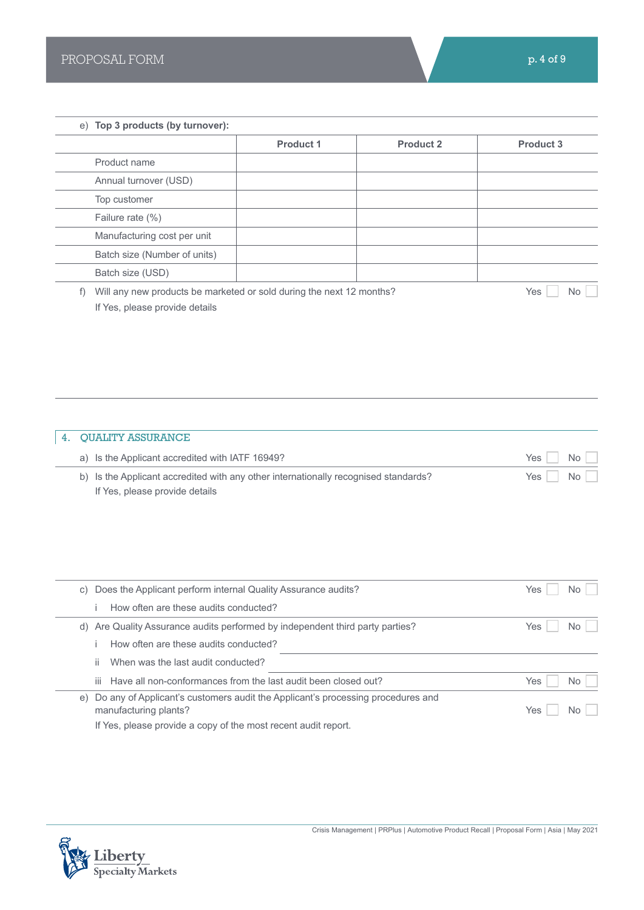e) **Top 3 products (by turnover):**

| | Product 1 | Product 2 | Product 3 |
|---|---|---|---|
| Product name | | | |
| Annual turnover (USD) | | | |
| Top customer | | | |
| Failure rate (%) | | | |
| Manufacturing cost per unit | | | |
| Batch size (Number of units) | | | |
| Batch size (USD) | | | |

f) Will any new products be marketed or sold during the next 12 months? Yes ☐ No ☐

If Yes, please provide details

## 4. QUALITY ASSURANCE

a) Is the Applicant accredited with IATF 16949? Yes ☐ No ☐

b) Is the Applicant accredited with any other internationally recognised standards? Yes ☐ No ☐

If Yes, please provide details

c) Does the Applicant perform internal Quality Assurance audits? Yes ☐ No ☐

i How often are these audits conducted?

d) Are Quality Assurance audits performed by independent third party parties? Yes ☐ No ☐

i How often are these audits conducted?

ii When was the last audit conducted?

iii Have all non-conformances from the last audit been closed out? Yes ☐ No ☐

e) Do any of Applicant's customers audit the Applicant's processing procedures and manufacturing plants? Yes ☐ No ☐

If Yes, please provide a copy of the most recent audit report.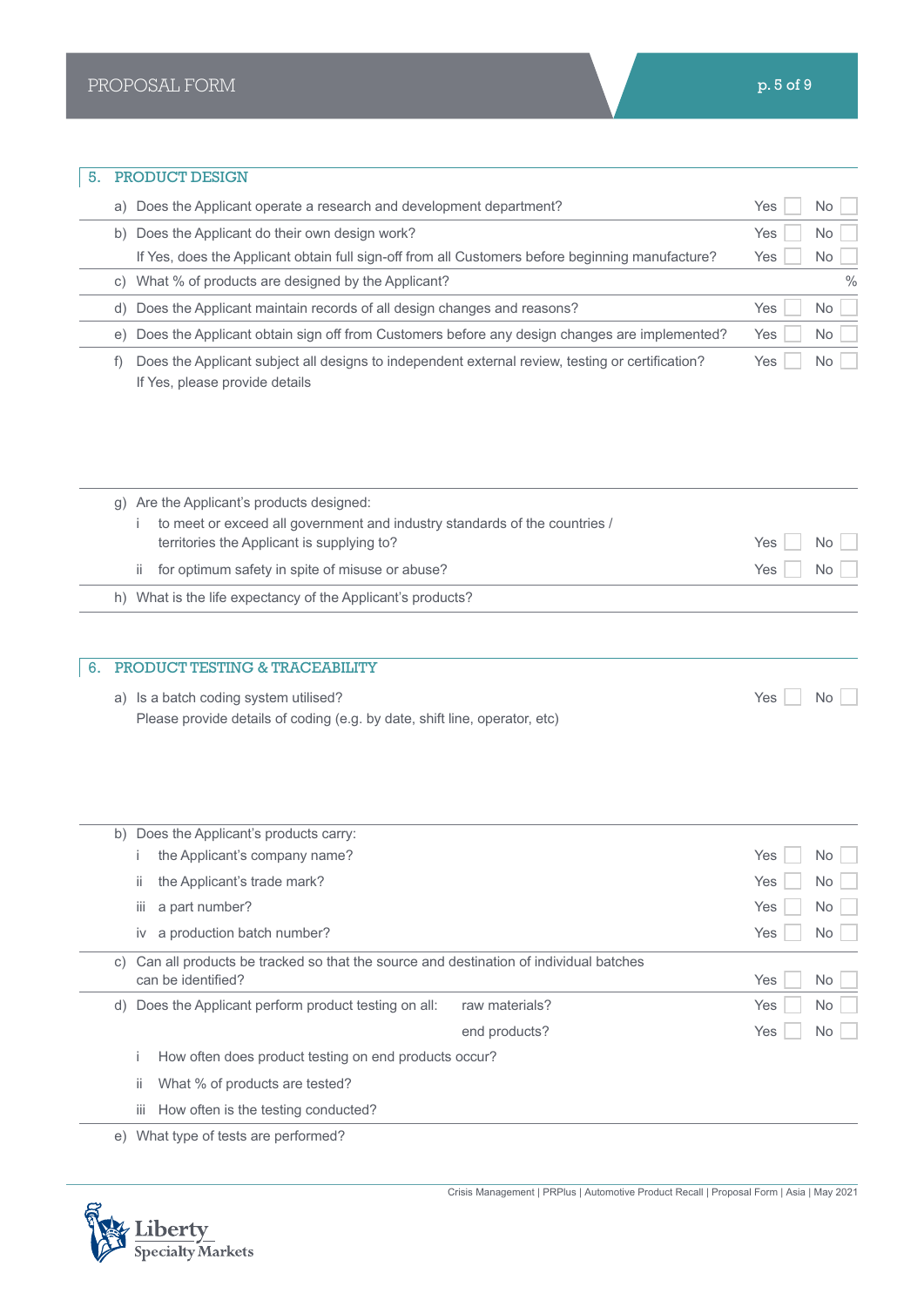## 5. PRODUCT DESIGN

a) Does the Applicant operate a research and development department? Yes ☐ No ☐

b) Does the Applicant do their own design work? Yes ☐ No ☐

If Yes, does the Applicant obtain full sign-off from all Customers before beginning manufacture? Yes ☐ No ☐

c) What % of products are designed by the Applicant? %

d) Does the Applicant maintain records of all design changes and reasons? Yes ☐ No ☐

e) Does the Applicant obtain sign off from Customers before any design changes are implemented? Yes ☐ No ☐

f) Does the Applicant subject all designs to independent external review, testing or certification? Yes ☐ No ☐

If Yes, please provide details

g) Are the Applicant's products designed:

i to meet or exceed all government and industry standards of the countries / territories the Applicant is supplying to? Yes ☐ No ☐

ii for optimum safety in spite of misuse or abuse? Yes ☐ No ☐

h) What is the life expectancy of the Applicant's products?

## 6. PRODUCT TESTING & TRACEABILITY

a) Is a batch coding system utilised? Yes ☐ No ☐

Please provide details of coding (e.g. by date, shift line, operator, etc)

b) Does the Applicant's products carry:

i the Applicant's company name? Yes ☐ No ☐

ii the Applicant's trade mark? Yes ☐ No ☐

iii a part number? Yes ☐ No ☐

iv a production batch number? Yes ☐ No ☐

c) Can all products be tracked so that the source and destination of individual batches can be identified? Yes ☐ No ☐

d) Does the Applicant perform product testing on all: raw materials? Yes ☐ No ☐

end products? Yes ☐ No ☐

i How often does product testing on end products occur?

ii What % of products are tested?

iii How often is the testing conducted?

e) What type of tests are performed?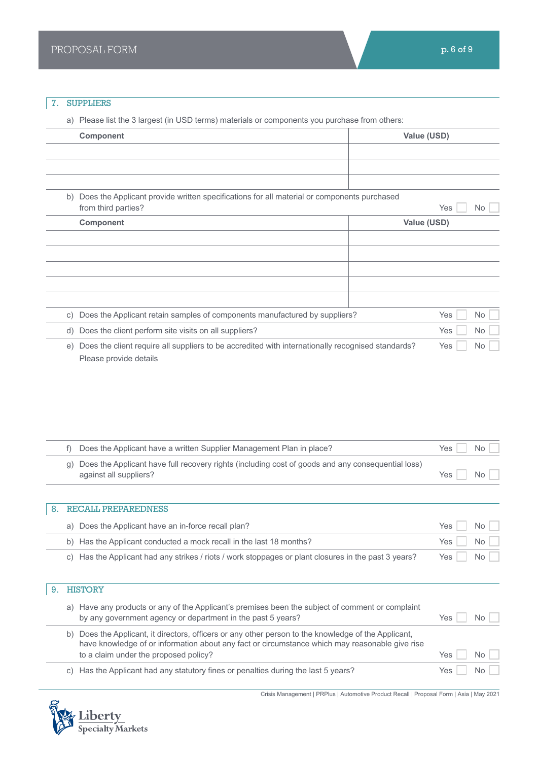## 7. SUPPLIERS

a) Please list the 3 largest (in USD terms) materials or components you purchase from others:

| Component | Value (USD) |
|---|---|
| | |
| | |
| | |

b) Does the Applicant provide written specifications for all material or components purchased from third parties? Yes ☐ No ☐

| Component | Value (USD) |
|---|---|
| | |
| | |
| | |
| | |
| | |

c) Does the Applicant retain samples of components manufactured by suppliers? Yes ☐ No ☐

d) Does the client perform site visits on all suppliers? Yes ☐ No ☐

e) Does the client require all suppliers to be accredited with internationally recognised standards? Yes ☐ No ☐

Please provide details

f) Does the Applicant have a written Supplier Management Plan in place? Yes ☐ No ☐

g) Does the Applicant have full recovery rights (including cost of goods and any consequential loss) against all suppliers? Yes ☐ No ☐

## 8. RECALL PREPAREDNESS

a) Does the Applicant have an in-force recall plan? Yes ☐ No ☐

b) Has the Applicant conducted a mock recall in the last 18 months? Yes ☐ No ☐

c) Has the Applicant had any strikes / riots / work stoppages or plant closures in the past 3 years? Yes ☐ No ☐

## 9. HISTORY

a) Have any products or any of the Applicant's premises been the subject of comment or complaint by any government agency or department in the past 5 years? Yes ☐ No ☐

b) Does the Applicant, it directors, officers or any other person to the knowledge of the Applicant, have knowledge of or information about any fact or circumstance which may reasonable give rise to a claim under the proposed policy? Yes ☐ No ☐

c) Has the Applicant had any statutory fines or penalties during the last 5 years? Yes ☐ No ☐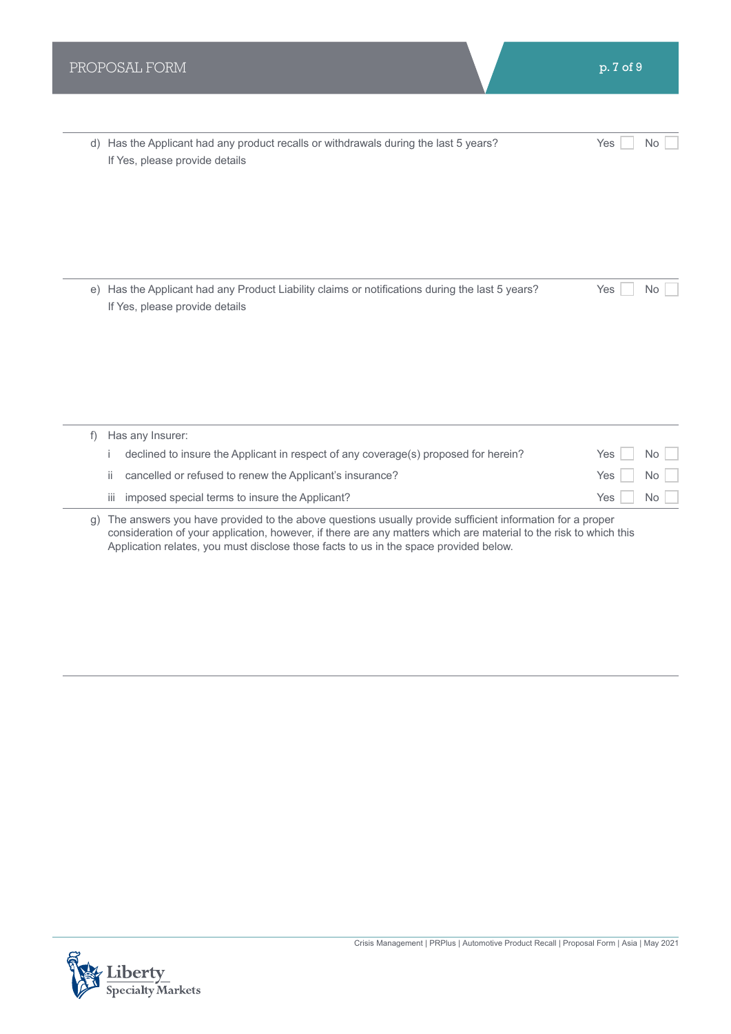d) Has the Applicant had any product recalls or withdrawals during the last 5 years? Yes ☐ No ☐

If Yes, please provide details

e) Has the Applicant had any Product Liability claims or notifications during the last 5 years? Yes ☐ No ☐

If Yes, please provide details

f) Has any Insurer:

| | | | |
|---|---|---|---|
| i | declined to insure the Applicant in respect of any coverage(s) proposed for herein? | Yes ☐ | No ☐ |
| ii | cancelled or refused to renew the Applicant's insurance? | Yes ☐ | No ☐ |
| iii | imposed special terms to insure the Applicant? | Yes ☐ | No ☐ |

g) The answers you have provided to the above questions usually provide sufficient information for a proper consideration of your application, however, if there are any matters which are material to the risk to which this Application relates, you must disclose those facts to us in the space provided below.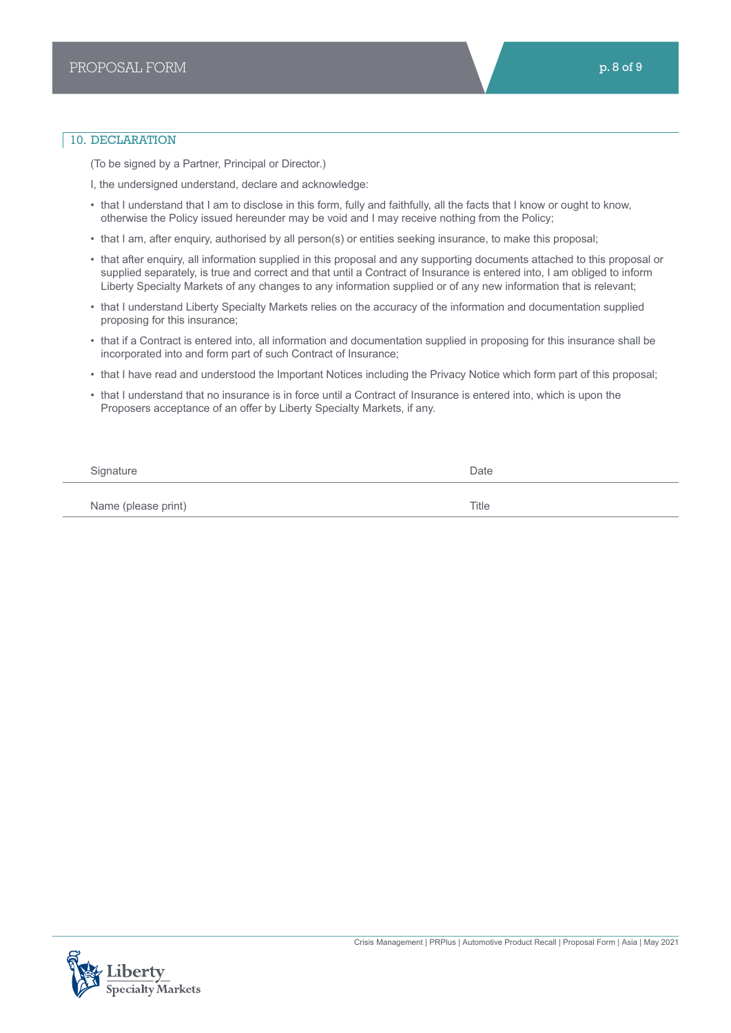## 10. DECLARATION

(To be signed by a Partner, Principal or Director.)

I, the undersigned understand, declare and acknowledge:

- that I understand that I am to disclose in this form, fully and faithfully, all the facts that I know or ought to know, otherwise the Policy issued hereunder may be void and I may receive nothing from the Policy;
- that I am, after enquiry, authorised by all person(s) or entities seeking insurance, to make this proposal;
- that after enquiry, all information supplied in this proposal and any supporting documents attached to this proposal or supplied separately, is true and correct and that until a Contract of Insurance is entered into, I am obliged to inform Liberty Specialty Markets of any changes to any information supplied or of any new information that is relevant;
- that I understand Liberty Specialty Markets relies on the accuracy of the information and documentation supplied proposing for this insurance;
- that if a Contract is entered into, all information and documentation supplied in proposing for this insurance shall be incorporated into and form part of such Contract of Insurance;
- that I have read and understood the Important Notices including the Privacy Notice which form part of this proposal;
- that I understand that no insurance is in force until a Contract of Insurance is entered into, which is upon the Proposers acceptance of an offer by Liberty Specialty Markets, if any.

| Signature | Date |
|---|---|
| Name (please print) | Title |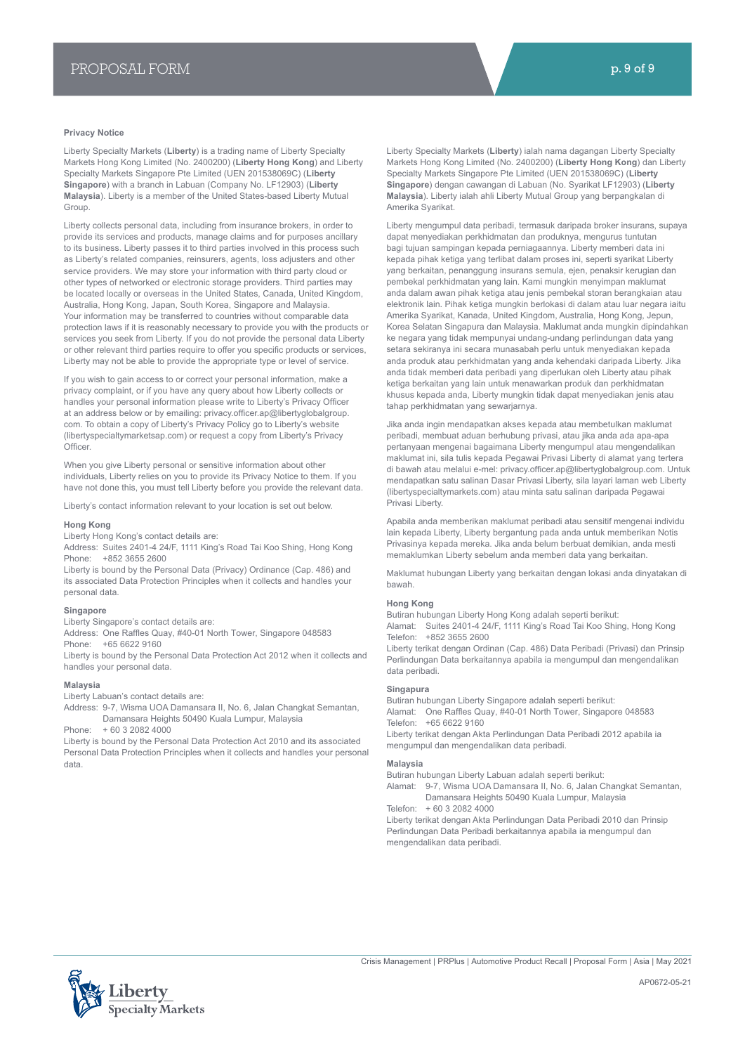## Privacy Notice

Liberty Specialty Markets (**Liberty**) is a trading name of Liberty Specialty Markets Hong Kong Limited (No. 2400200) (**Liberty Hong Kong**) and Liberty Specialty Markets Singapore Pte Limited (UEN 201538069C) (**Liberty Singapore**) with a branch in Labuan (Company No. LF12903) (**Liberty Malaysia**). Liberty is a member of the United States-based Liberty Mutual Group.

Liberty collects personal data, including from insurance brokers, in order to provide its services and products, manage claims and for purposes ancillary to its business. Liberty passes it to third parties involved in this process such as Liberty's related companies, reinsurers, agents, loss adjusters and other service providers. We may store your information with third party cloud or other types of networked or electronic storage providers. Third parties may be located locally or overseas in the United States, Canada, United Kingdom, Australia, Hong Kong, Japan, South Korea, Singapore and Malaysia. Your information may be transferred to countries without comparable data protection laws if it is reasonably necessary to provide you with the products or services you seek from Liberty. If you do not provide the personal data Liberty or other relevant third parties require to offer you specific products or services, Liberty may not be able to provide the appropriate type or level of service.

If you wish to gain access to or correct your personal information, make a privacy complaint, or if you have any query about how Liberty collects or handles your personal information please write to Liberty's Privacy Officer at an address below or by emailing: privacy.officer.ap@libertyglobalgroup.com. To obtain a copy of Liberty's Privacy Policy go to Liberty's website (libertyspecialtymarketsap.com) or request a copy from Liberty's Privacy Officer.

When you give Liberty personal or sensitive information about other individuals, Liberty relies on you to provide its Privacy Notice to them. If you have not done this, you must tell Liberty before you provide the relevant data.

Liberty's contact information relevant to your location is set out below.

### Hong Kong

Liberty Hong Kong's contact details are:
Address: Suites 2401-4 24/F, 1111 King's Road Tai Koo Shing, Hong Kong
Phone: +852 3655 2600
Liberty is bound by the Personal Data (Privacy) Ordinance (Cap. 486) and its associated Data Protection Principles when it collects and handles your personal data.

### Singapore

Liberty Singapore's contact details are:
Address: One Raffles Quay, #40-01 North Tower, Singapore 048583
Phone: +65 6622 9160
Liberty is bound by the Personal Data Protection Act 2012 when it collects and handles your personal data.

### Malaysia

Liberty Labuan's contact details are:
Address: 9-7, Wisma UOA Damansara II, No. 6, Jalan Changkat Semantan, Damansara Heights 50490 Kuala Lumpur, Malaysia
Phone: + 60 3 2082 4000
Liberty is bound by the Personal Data Protection Act 2010 and its associated Personal Data Protection Principles when it collects and handles your personal data.

Liberty Specialty Markets (**Liberty**) ialah nama dagangan Liberty Specialty Markets Hong Kong Limited (No. 2400200) (**Liberty Hong Kong**) dan Liberty Specialty Markets Singapore Pte Limited (UEN 201538069C) (**Liberty Singapore**) dengan cawangan di Labuan (No. Syarikat LF12903) (**Liberty Malaysia**). Liberty ialah ahli Liberty Mutual Group yang berpangkalan di Amerika Syarikat.

Liberty mengumpul data peribadi, termasuk daripada broker insurans, supaya dapat menyediakan perkhidmatan dan produknya, mengurus tuntutan bagi tujuan sampingan kepada perniagaannya. Liberty memberi data ini kepada pihak ketiga yang terlibat dalam proses ini, seperti syarikat Liberty yang berkaitan, penanggung insurans semula, ejen, penaksir kerugian dan pembekal perkhidmatan yang lain. Kami mungkin menyimpan maklumat anda dalam awan pihak ketiga atau jenis pembekal storan berangkaian atau elektronik lain. Pihak ketiga mungkin berlokasi di dalam atau luar negara iaitu Amerika Syarikat, Kanada, United Kingdom, Australia, Hong Kong, Jepun, Korea Selatan Singapura dan Malaysia. Maklumat anda mungkin dipindahkan ke negara yang tidak mempunyai undang-undang perlindungan data yang setara sekiranya ini secara munasabah perlu untuk menyediakan kepada anda produk atau perkhidmatan yang anda kehendaki daripada Liberty. Jika anda tidak memberi data peribadi yang diperlukan oleh Liberty atau pihak ketiga berkaitan yang lain untuk menawarkan produk dan perkhidmatan khusus kepada anda, Liberty mungkin tidak dapat menyediakan jenis atau tahap perkhidmatan yang sewarjarnya.

Jika anda ingin mendapatkan akses kepada atau membetulkan maklumat peribadi, membuat aduan berhubung privasi, atau jika anda ada apa-apa pertanyaan mengenai bagaimana Liberty mengumpul atau mengendalikan maklumat ini, sila tulis kepada Pegawai Privasi Liberty di alamat yang tertera di bawah atau melalui e-mel: privacy.officer.ap@libertyglobalgroup.com. Untuk mendapatkan satu salinan Dasar Privasi Liberty, sila layari laman web Liberty (libertyspecialtymarkets.com) atau minta satu salinan daripada Pegawai Privasi Liberty.

Apabila anda memberikan maklumat peribadi atau sensitif mengenai individu lain kepada Liberty, Liberty bergantung pada anda untuk memberikan Notis Privasinya kepada mereka. Jika anda belum berbuat demikian, anda mesti memaklumkan Liberty sebelum anda memberi data yang berkaitan.

Maklumat hubungan Liberty yang berkaitan dengan lokasi anda dinyatakan di bawah.

### Hong Kong

Butiran hubungan Liberty Hong Kong adalah seperti berikut:
Alamat: Suites 2401-4 24/F, 1111 King's Road Tai Koo Shing, Hong Kong
Telefon: +852 3655 2600
Liberty terikat dengan Ordinan (Cap. 486) Data Peribadi (Privasi) dan Prinsip Perlindungan Data berkaitannya apabila ia mengumpul dan mengendalikan data peribadi.

### Singapura

Butiran hubungan Liberty Singapore adalah seperti berikut:
Alamat: One Raffles Quay, #40-01 North Tower, Singapore 048583
Telefon: +65 6622 9160
Liberty terikat dengan Akta Perlindungan Data Peribadi 2012 apabila ia mengumpul dan mengendalikan data peribadi.

### Malaysia

Butiran hubungan Liberty Labuan adalah seperti berikut:
Alamat: 9-7, Wisma UOA Damansara II, No. 6, Jalan Changkat Semantan, Damansara Heights 50490 Kuala Lumpur, Malaysia
Telefon: + 60 3 2082 4000
Liberty terikat dengan Akta Perlindungan Data Peribadi 2010 dan Prinsip Perlindungan Data Peribadi berkaitannya apabila ia mengumpul dan mengendalikan data peribadi.